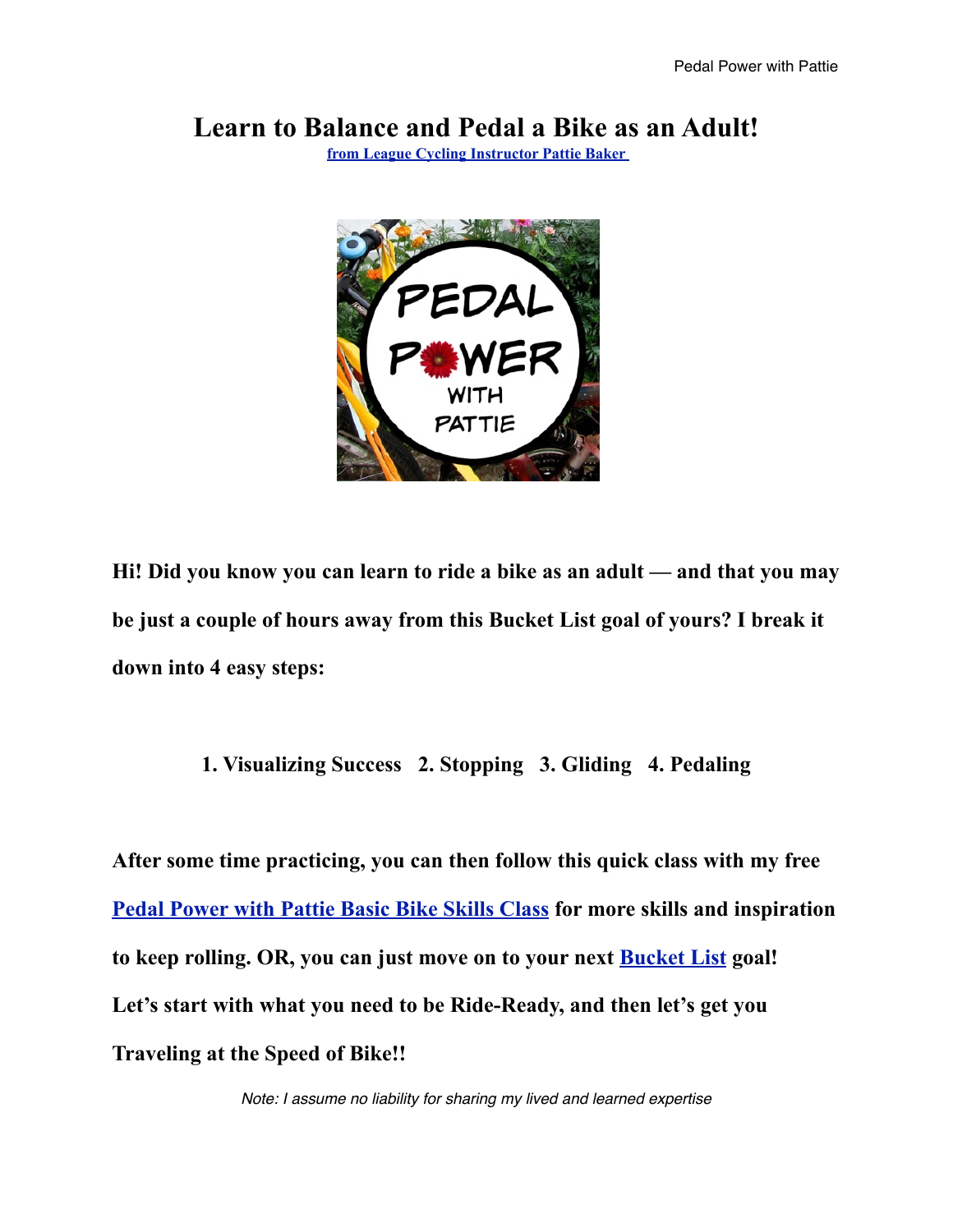# Learn to Balance and Pedal a Bike as an Adult!

[from League Cycling Instructor Pattie Baker]

**Hi! Did you know you can learn to ride a bike as an adult — and that you may be just a couple of hours away from this Bucket List goal of yours? I break it down into 4 easy steps:**

**1. Visualizing Success   2. Stopping   3. Gliding   4. Pedaling**

**After some time practicing, you can then follow this quick class with my free [Pedal Power with Pattie Basic Bike Skills Class] for more skills and inspiration to keep rolling. OR, you can just move on to your next [Bucket List] goal! Let's start with what you need to be Ride-Ready, and then let's get you Traveling at the Speed of Bike!!**

*Note: I assume no liability for sharing my lived and learned expertise*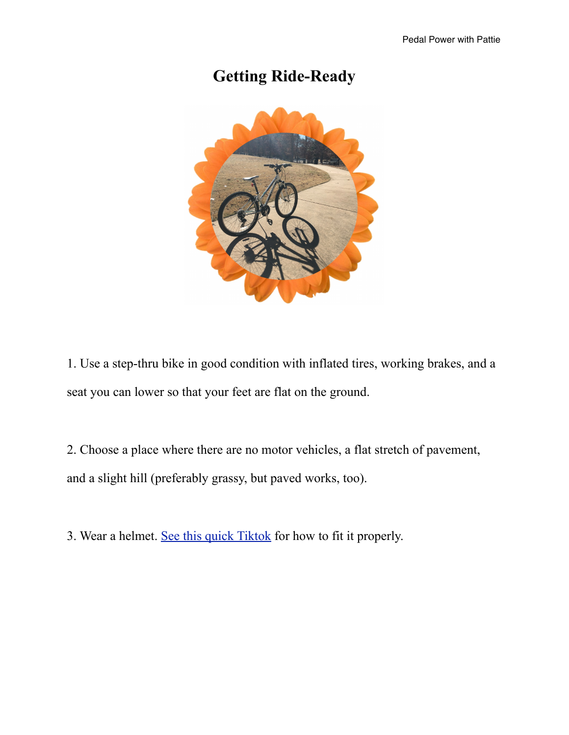# Getting Ride-Ready

1. Use a step-thru bike in good condition with inflated tires, working brakes, and a seat you can lower so that your feet are flat on the ground.

2. Choose a place where there are no motor vehicles, a flat stretch of pavement, and a slight hill (preferably grassy, but paved works, too).

3. Wear a helmet. See this quick Tiktok for how to fit it properly.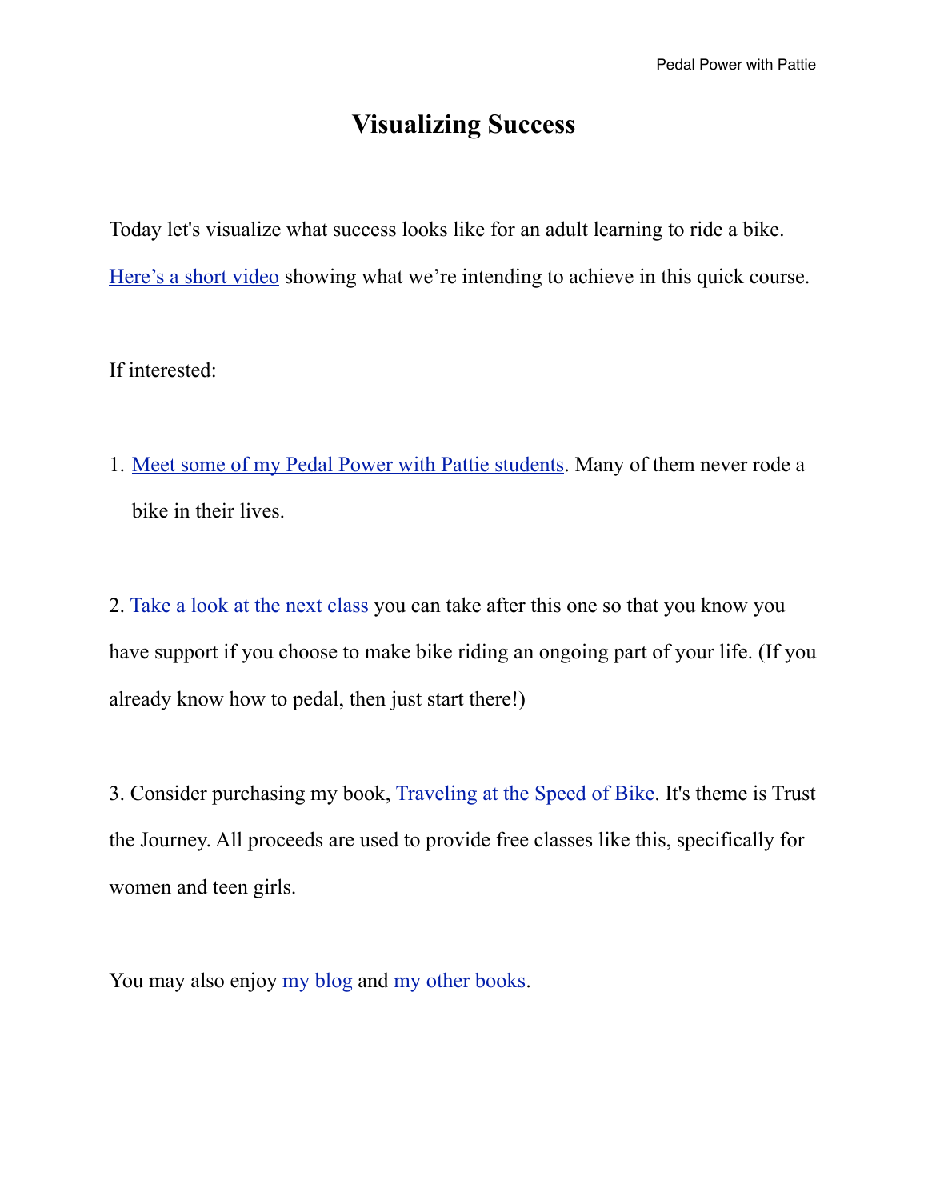# Visualizing Success

Today let's visualize what success looks like for an adult learning to ride a bike. Here's a short video showing what we're intending to achieve in this quick course.

If interested:

1. Meet some of my Pedal Power with Pattie students. Many of them never rode a bike in their lives.

2. Take a look at the next class you can take after this one so that you know you have support if you choose to make bike riding an ongoing part of your life. (If you already know how to pedal, then just start there!)

3. Consider purchasing my book, Traveling at the Speed of Bike. It's theme is Trust the Journey. All proceeds are used to provide free classes like this, specifically for women and teen girls.

You may also enjoy my blog and my other books.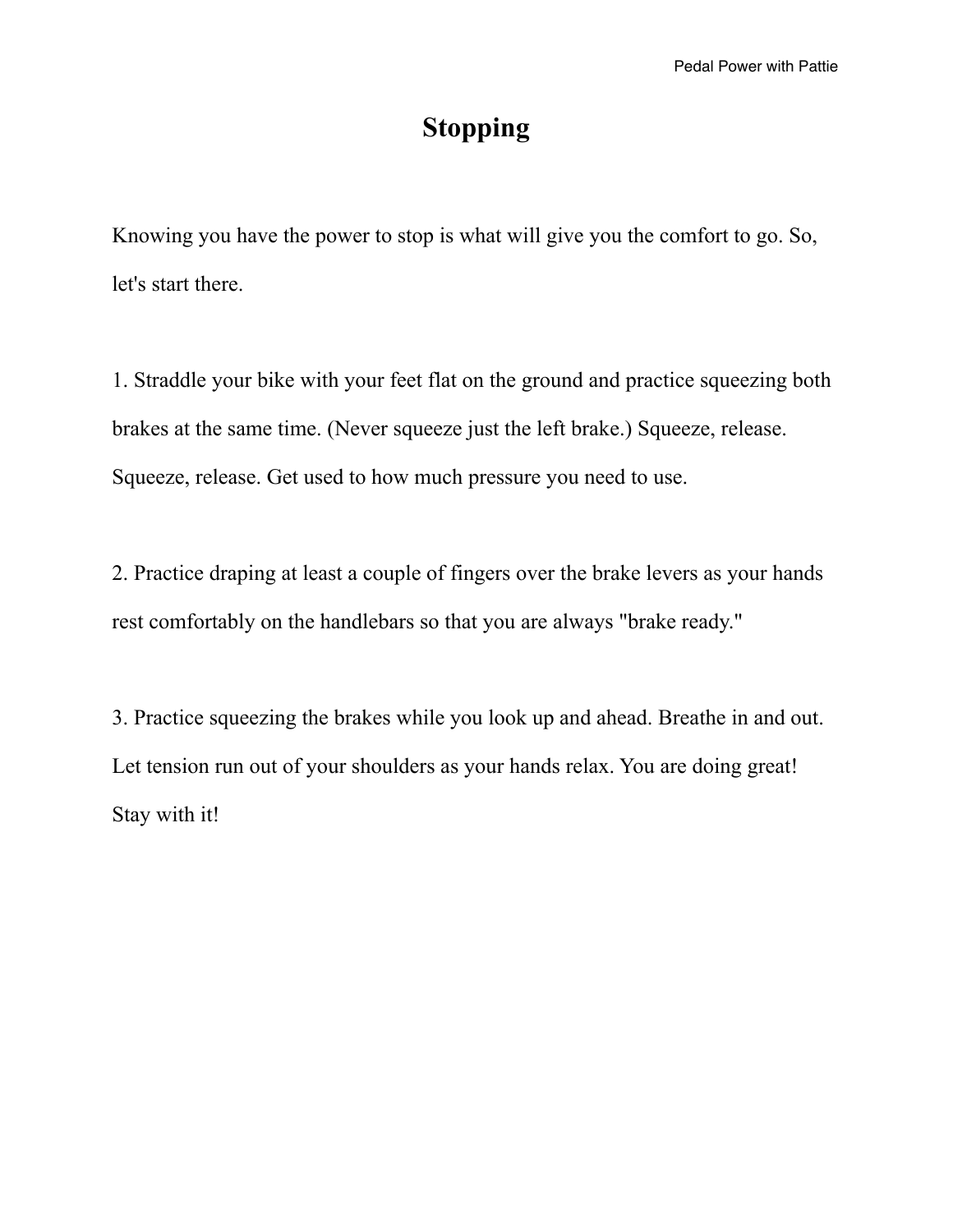# Stopping

Knowing you have the power to stop is what will give you the comfort to go. So, let's start there.

1. Straddle your bike with your feet flat on the ground and practice squeezing both brakes at the same time. (Never squeeze just the left brake.) Squeeze, release. Squeeze, release. Get used to how much pressure you need to use.

2. Practice draping at least a couple of fingers over the brake levers as your hands rest comfortably on the handlebars so that you are always "brake ready."

3. Practice squeezing the brakes while you look up and ahead. Breathe in and out. Let tension run out of your shoulders as your hands relax. You are doing great! Stay with it!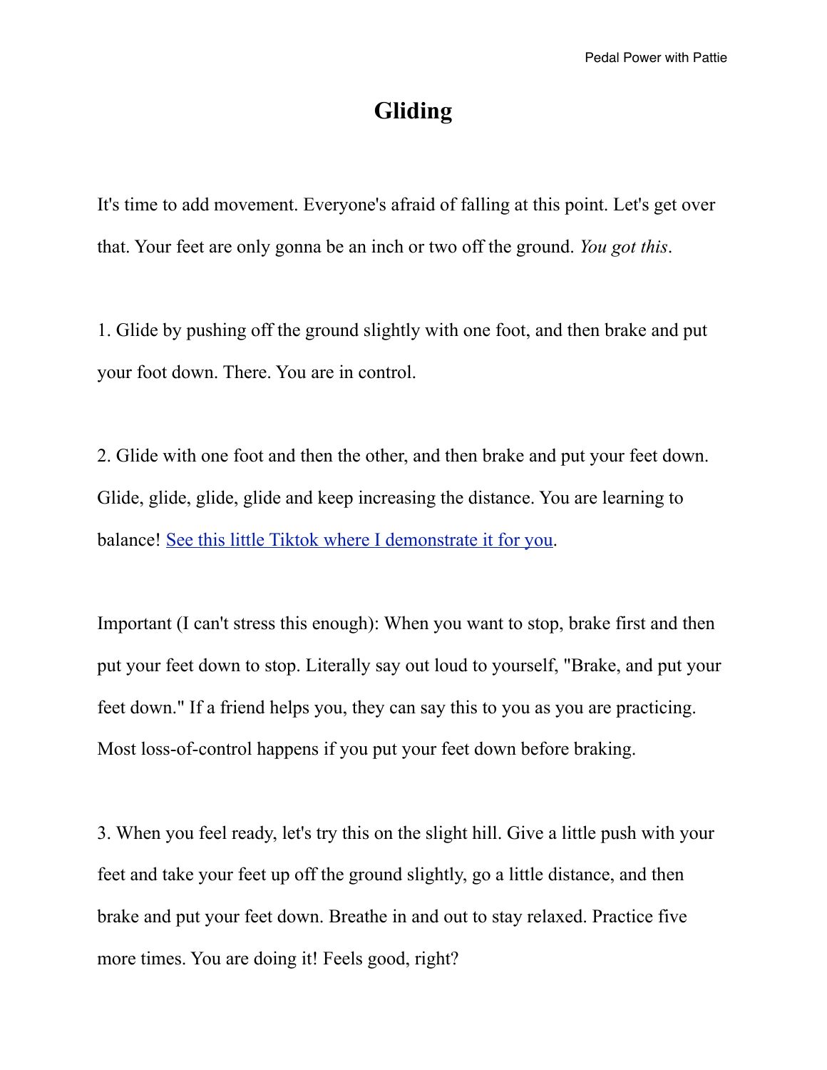# Gliding

It's time to add movement. Everyone's afraid of falling at this point. Let's get over that. Your feet are only gonna be an inch or two off the ground. *You got this*.

1. Glide by pushing off the ground slightly with one foot, and then brake and put your foot down. There. You are in control.

2. Glide with one foot and then the other, and then brake and put your feet down. Glide, glide, glide, glide and keep increasing the distance. You are learning to balance! See this little Tiktok where I demonstrate it for you.

Important (I can't stress this enough): When you want to stop, brake first and then put your feet down to stop. Literally say out loud to yourself, "Brake, and put your feet down." If a friend helps you, they can say this to you as you are practicing. Most loss-of-control happens if you put your feet down before braking.

3. When you feel ready, let's try this on the slight hill. Give a little push with your feet and take your feet up off the ground slightly, go a little distance, and then brake and put your feet down. Breathe in and out to stay relaxed. Practice five more times. You are doing it! Feels good, right?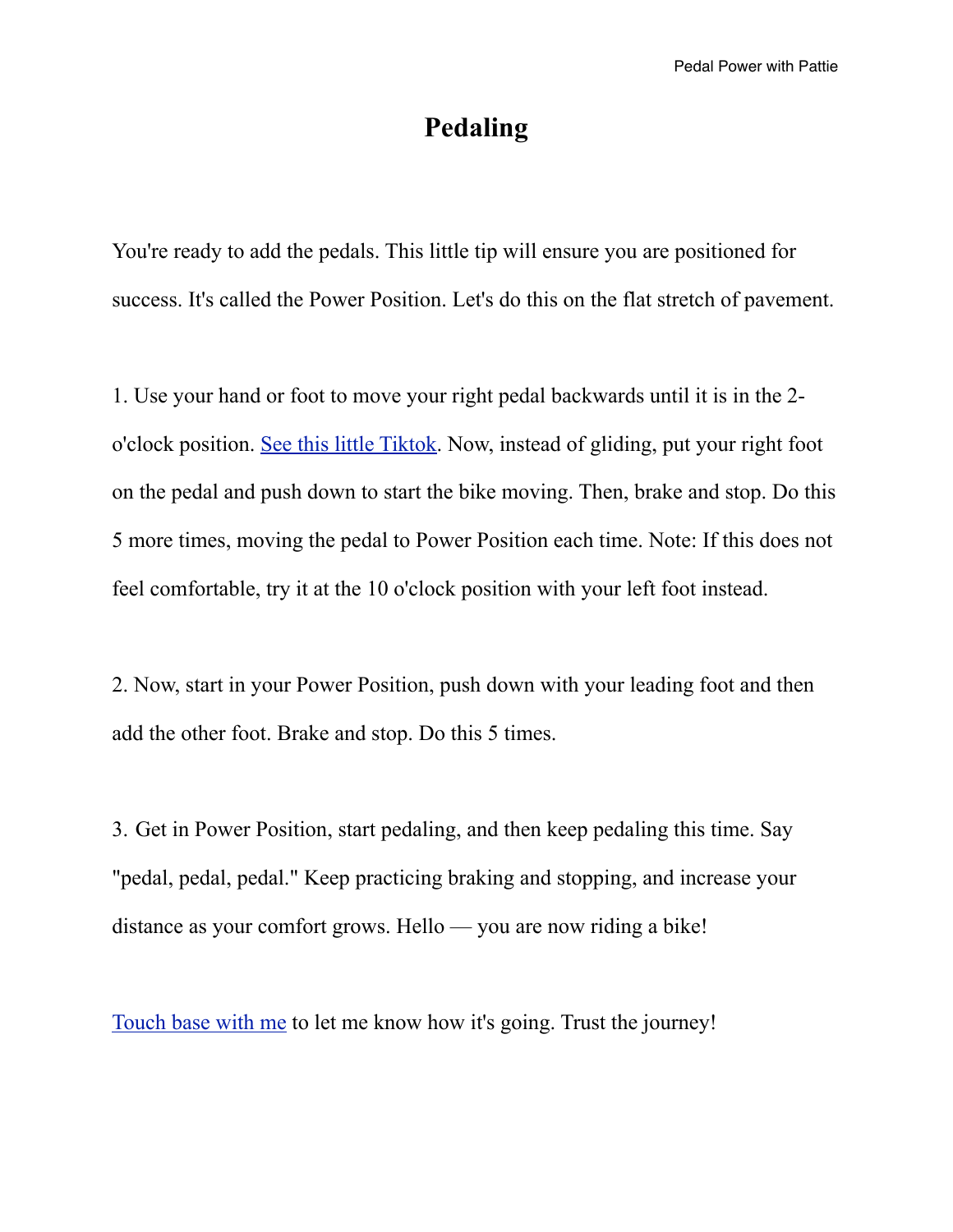# Pedaling

You're ready to add the pedals. This little tip will ensure you are positioned for success. It's called the Power Position. Let's do this on the flat stretch of pavement.

1. Use your hand or foot to move your right pedal backwards until it is in the 2-o'clock position. See this little Tiktok. Now, instead of gliding, put your right foot on the pedal and push down to start the bike moving. Then, brake and stop. Do this 5 more times, moving the pedal to Power Position each time. Note: If this does not feel comfortable, try it at the 10 o'clock position with your left foot instead.

2. Now, start in your Power Position, push down with your leading foot and then add the other foot. Brake and stop. Do this 5 times.

3. Get in Power Position, start pedaling, and then keep pedaling this time. Say "pedal, pedal, pedal." Keep practicing braking and stopping, and increase your distance as your comfort grows. Hello — you are now riding a bike!

Touch base with me to let me know how it's going. Trust the journey!